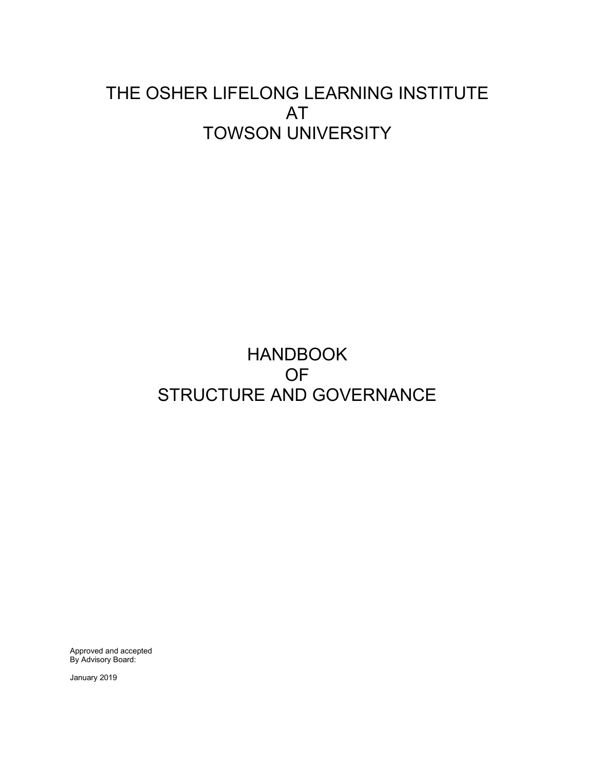# THE OSHER LIFELONG LEARNING INSTITUTE AT TOWSON UNIVERSITY

# HANDBOOK OF STRUCTURE AND GOVERNANCE

Approved and accepted
By Advisory Board:

January 2019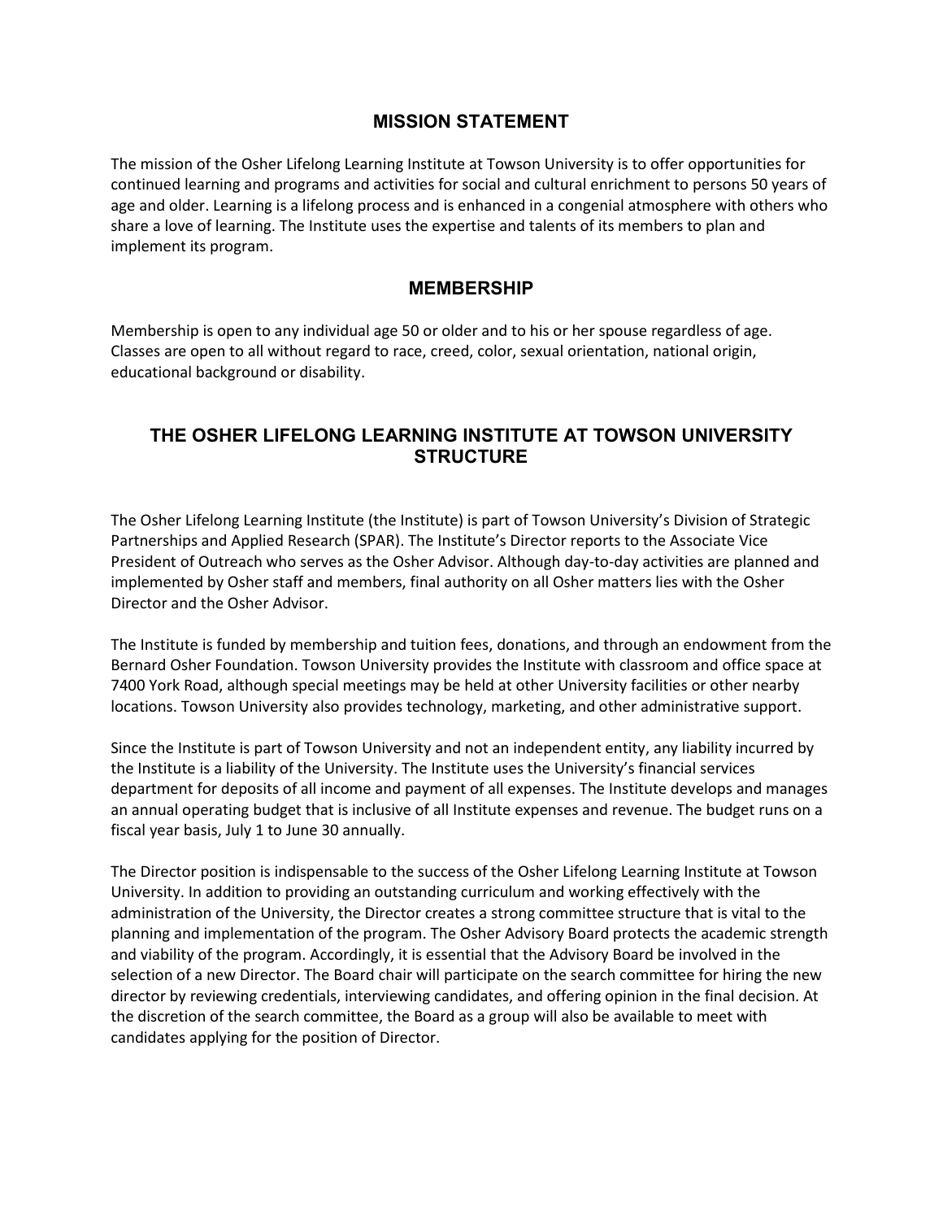## MISSION STATEMENT

The mission of the Osher Lifelong Learning Institute at Towson University is to offer opportunities for continued learning and programs and activities for social and cultural enrichment to persons 50 years of age and older. Learning is a lifelong process and is enhanced in a congenial atmosphere with others who share a love of learning. The Institute uses the expertise and talents of its members to plan and implement its program.

## MEMBERSHIP

Membership is open to any individual age 50 or older and to his or her spouse regardless of age. Classes are open to all without regard to race, creed, color, sexual orientation, national origin, educational background or disability.

## THE OSHER LIFELONG LEARNING INSTITUTE AT TOWSON UNIVERSITY STRUCTURE

The Osher Lifelong Learning Institute (the Institute) is part of Towson University's Division of Strategic Partnerships and Applied Research (SPAR). The Institute's Director reports to the Associate Vice President of Outreach who serves as the Osher Advisor. Although day-to-day activities are planned and implemented by Osher staff and members, final authority on all Osher matters lies with the Osher Director and the Osher Advisor.

The Institute is funded by membership and tuition fees, donations, and through an endowment from the Bernard Osher Foundation. Towson University provides the Institute with classroom and office space at 7400 York Road, although special meetings may be held at other University facilities or other nearby locations. Towson University also provides technology, marketing, and other administrative support.

Since the Institute is part of Towson University and not an independent entity, any liability incurred by the Institute is a liability of the University. The Institute uses the University's financial services department for deposits of all income and payment of all expenses. The Institute develops and manages an annual operating budget that is inclusive of all Institute expenses and revenue. The budget runs on a fiscal year basis, July 1 to June 30 annually.

The Director position is indispensable to the success of the Osher Lifelong Learning Institute at Towson University. In addition to providing an outstanding curriculum and working effectively with the administration of the University, the Director creates a strong committee structure that is vital to the planning and implementation of the program. The Osher Advisory Board protects the academic strength and viability of the program. Accordingly, it is essential that the Advisory Board be involved in the selection of a new Director. The Board chair will participate on the search committee for hiring the new director by reviewing credentials, interviewing candidates, and offering opinion in the final decision. At the discretion of the search committee, the Board as a group will also be available to meet with candidates applying for the position of Director.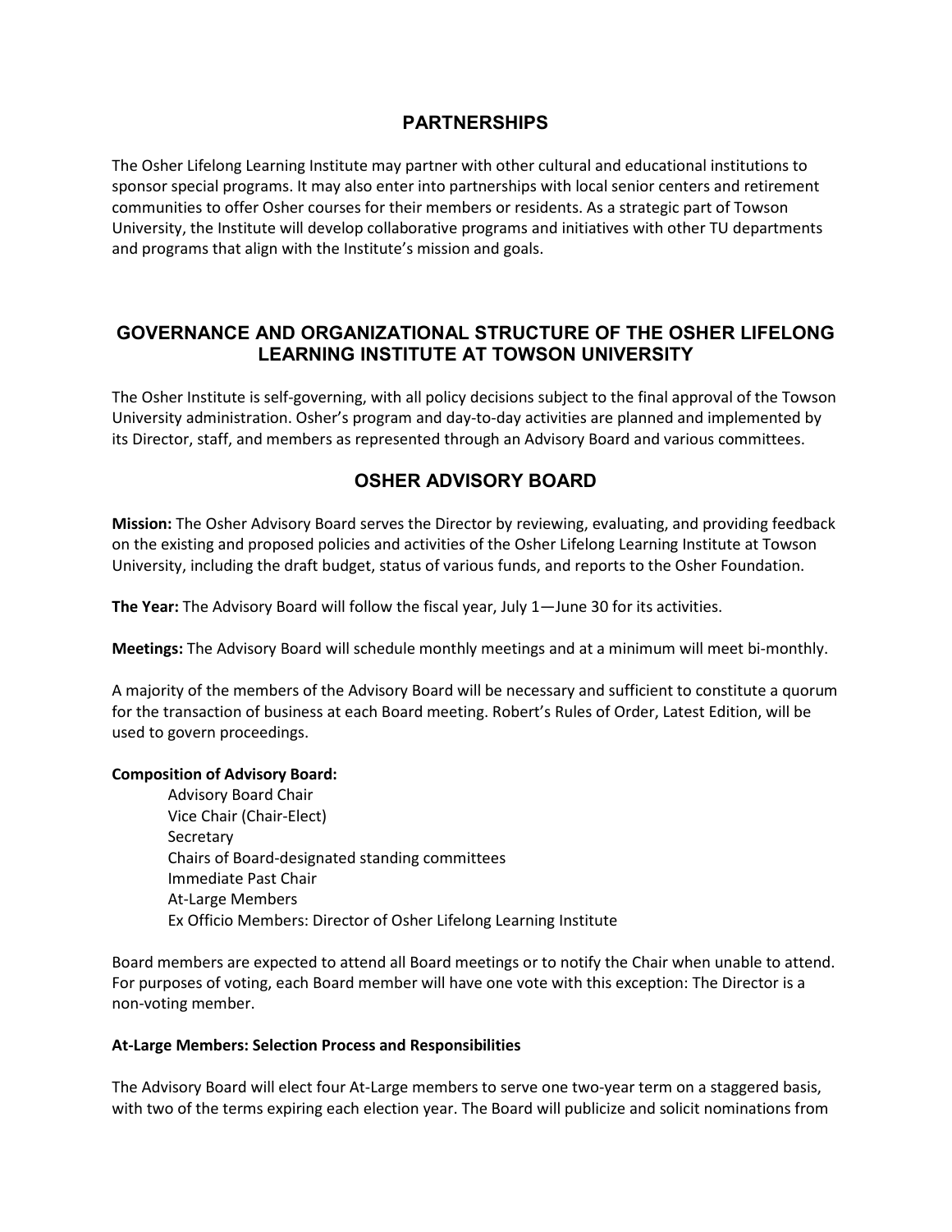## PARTNERSHIPS

The Osher Lifelong Learning Institute may partner with other cultural and educational institutions to sponsor special programs. It may also enter into partnerships with local senior centers and retirement communities to offer Osher courses for their members or residents. As a strategic part of Towson University, the Institute will develop collaborative programs and initiatives with other TU departments and programs that align with the Institute's mission and goals.

## GOVERNANCE AND ORGANIZATIONAL STRUCTURE OF THE OSHER LIFELONG LEARNING INSTITUTE AT TOWSON UNIVERSITY

The Osher Institute is self-governing, with all policy decisions subject to the final approval of the Towson University administration. Osher's program and day-to-day activities are planned and implemented by its Director, staff, and members as represented through an Advisory Board and various committees.

## OSHER ADVISORY BOARD

**Mission:** The Osher Advisory Board serves the Director by reviewing, evaluating, and providing feedback on the existing and proposed policies and activities of the Osher Lifelong Learning Institute at Towson University, including the draft budget, status of various funds, and reports to the Osher Foundation.

**The Year:** The Advisory Board will follow the fiscal year, July 1—June 30 for its activities.

**Meetings:** The Advisory Board will schedule monthly meetings and at a minimum will meet bi-monthly.

A majority of the members of the Advisory Board will be necessary and sufficient to constitute a quorum for the transaction of business at each Board meeting. Robert's Rules of Order, Latest Edition, will be used to govern proceedings.

**Composition of Advisory Board:**

- Advisory Board Chair
- Vice Chair (Chair-Elect)
- Secretary
- Chairs of Board-designated standing committees
- Immediate Past Chair
- At-Large Members
- Ex Officio Members: Director of Osher Lifelong Learning Institute

Board members are expected to attend all Board meetings or to notify the Chair when unable to attend. For purposes of voting, each Board member will have one vote with this exception: The Director is a non-voting member.

**At-Large Members: Selection Process and Responsibilities**

The Advisory Board will elect four At-Large members to serve one two-year term on a staggered basis, with two of the terms expiring each election year. The Board will publicize and solicit nominations from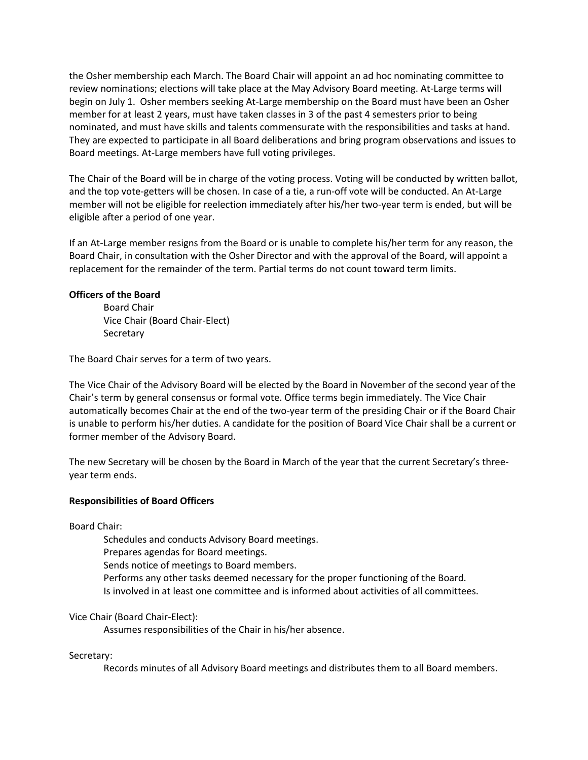the Osher membership each March. The Board Chair will appoint an ad hoc nominating committee to review nominations; elections will take place at the May Advisory Board meeting. At-Large terms will begin on July 1. Osher members seeking At-Large membership on the Board must have been an Osher member for at least 2 years, must have taken classes in 3 of the past 4 semesters prior to being nominated, and must have skills and talents commensurate with the responsibilities and tasks at hand. They are expected to participate in all Board deliberations and bring program observations and issues to Board meetings. At-Large members have full voting privileges.

The Chair of the Board will be in charge of the voting process. Voting will be conducted by written ballot, and the top vote-getters will be chosen. In case of a tie, a run-off vote will be conducted. An At-Large member will not be eligible for reelection immediately after his/her two-year term is ended, but will be eligible after a period of one year.

If an At-Large member resigns from the Board or is unable to complete his/her term for any reason, the Board Chair, in consultation with the Osher Director and with the approval of the Board, will appoint a replacement for the remainder of the term. Partial terms do not count toward term limits.

**Officers of the Board**

- Board Chair
- Vice Chair (Board Chair-Elect)
- Secretary

The Board Chair serves for a term of two years.

The Vice Chair of the Advisory Board will be elected by the Board in November of the second year of the Chair's term by general consensus or formal vote. Office terms begin immediately. The Vice Chair automatically becomes Chair at the end of the two-year term of the presiding Chair or if the Board Chair is unable to perform his/her duties. A candidate for the position of Board Vice Chair shall be a current or former member of the Advisory Board.

The new Secretary will be chosen by the Board in March of the year that the current Secretary's three-year term ends.

**Responsibilities of Board Officers**

Board Chair:

- Schedules and conducts Advisory Board meetings.
- Prepares agendas for Board meetings.
- Sends notice of meetings to Board members.
- Performs any other tasks deemed necessary for the proper functioning of the Board.
- Is involved in at least one committee and is informed about activities of all committees.

Vice Chair (Board Chair-Elect):

- Assumes responsibilities of the Chair in his/her absence.

Secretary:

- Records minutes of all Advisory Board meetings and distributes them to all Board members.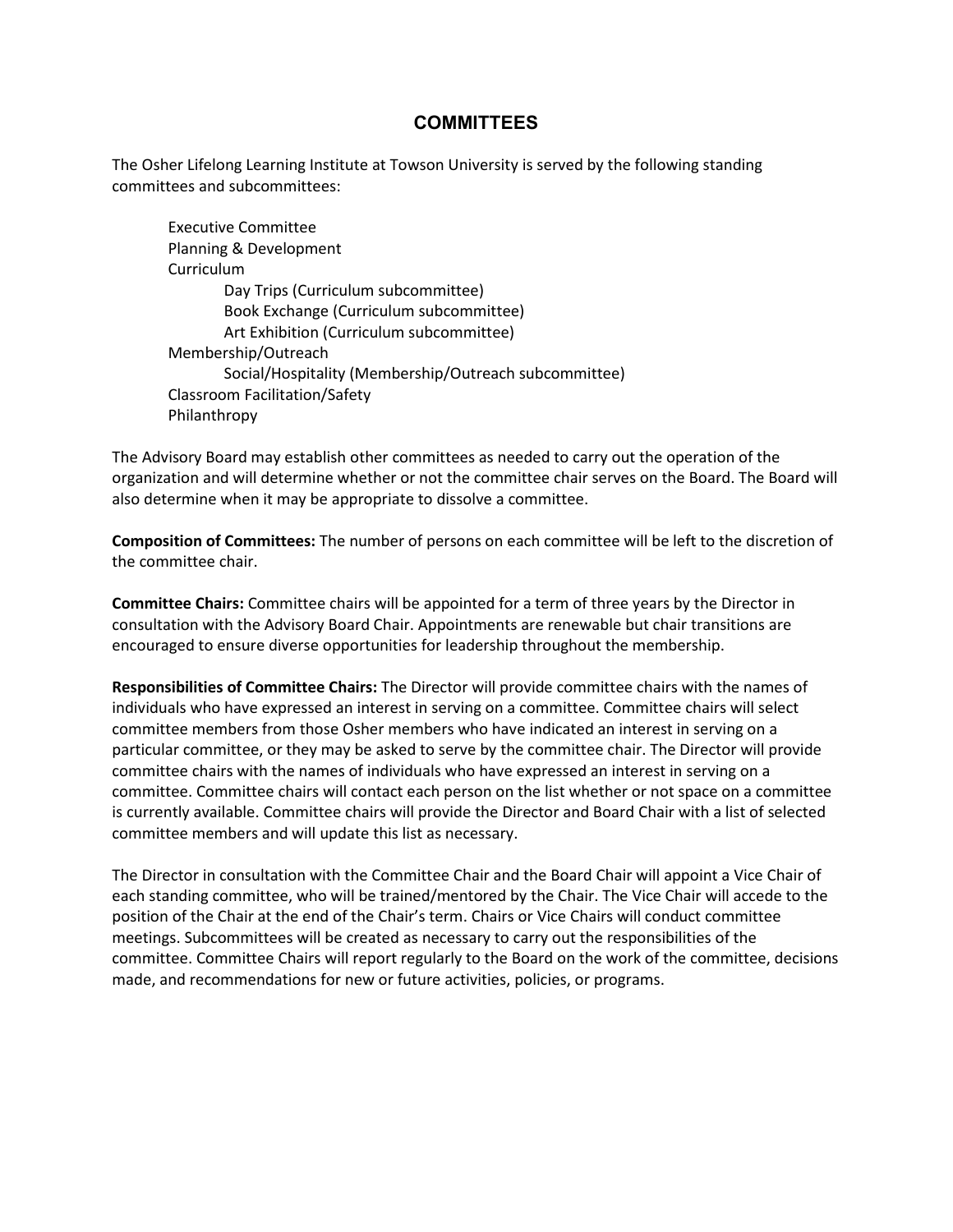## COMMITTEES

The Osher Lifelong Learning Institute at Towson University is served by the following standing committees and subcommittees:

- Executive Committee
- Planning & Development
- Curriculum
  - Day Trips (Curriculum subcommittee)
  - Book Exchange (Curriculum subcommittee)
  - Art Exhibition (Curriculum subcommittee)
- Membership/Outreach
  - Social/Hospitality (Membership/Outreach subcommittee)
- Classroom Facilitation/Safety
- Philanthropy

The Advisory Board may establish other committees as needed to carry out the operation of the organization and will determine whether or not the committee chair serves on the Board. The Board will also determine when it may be appropriate to dissolve a committee.

**Composition of Committees:** The number of persons on each committee will be left to the discretion of the committee chair.

**Committee Chairs:** Committee chairs will be appointed for a term of three years by the Director in consultation with the Advisory Board Chair. Appointments are renewable but chair transitions are encouraged to ensure diverse opportunities for leadership throughout the membership.

**Responsibilities of Committee Chairs:** The Director will provide committee chairs with the names of individuals who have expressed an interest in serving on a committee. Committee chairs will select committee members from those Osher members who have indicated an interest in serving on a particular committee, or they may be asked to serve by the committee chair. The Director will provide committee chairs with the names of individuals who have expressed an interest in serving on a committee. Committee chairs will contact each person on the list whether or not space on a committee is currently available. Committee chairs will provide the Director and Board Chair with a list of selected committee members and will update this list as necessary.

The Director in consultation with the Committee Chair and the Board Chair will appoint a Vice Chair of each standing committee, who will be trained/mentored by the Chair. The Vice Chair will accede to the position of the Chair at the end of the Chair's term. Chairs or Vice Chairs will conduct committee meetings. Subcommittees will be created as necessary to carry out the responsibilities of the committee. Committee Chairs will report regularly to the Board on the work of the committee, decisions made, and recommendations for new or future activities, policies, or programs.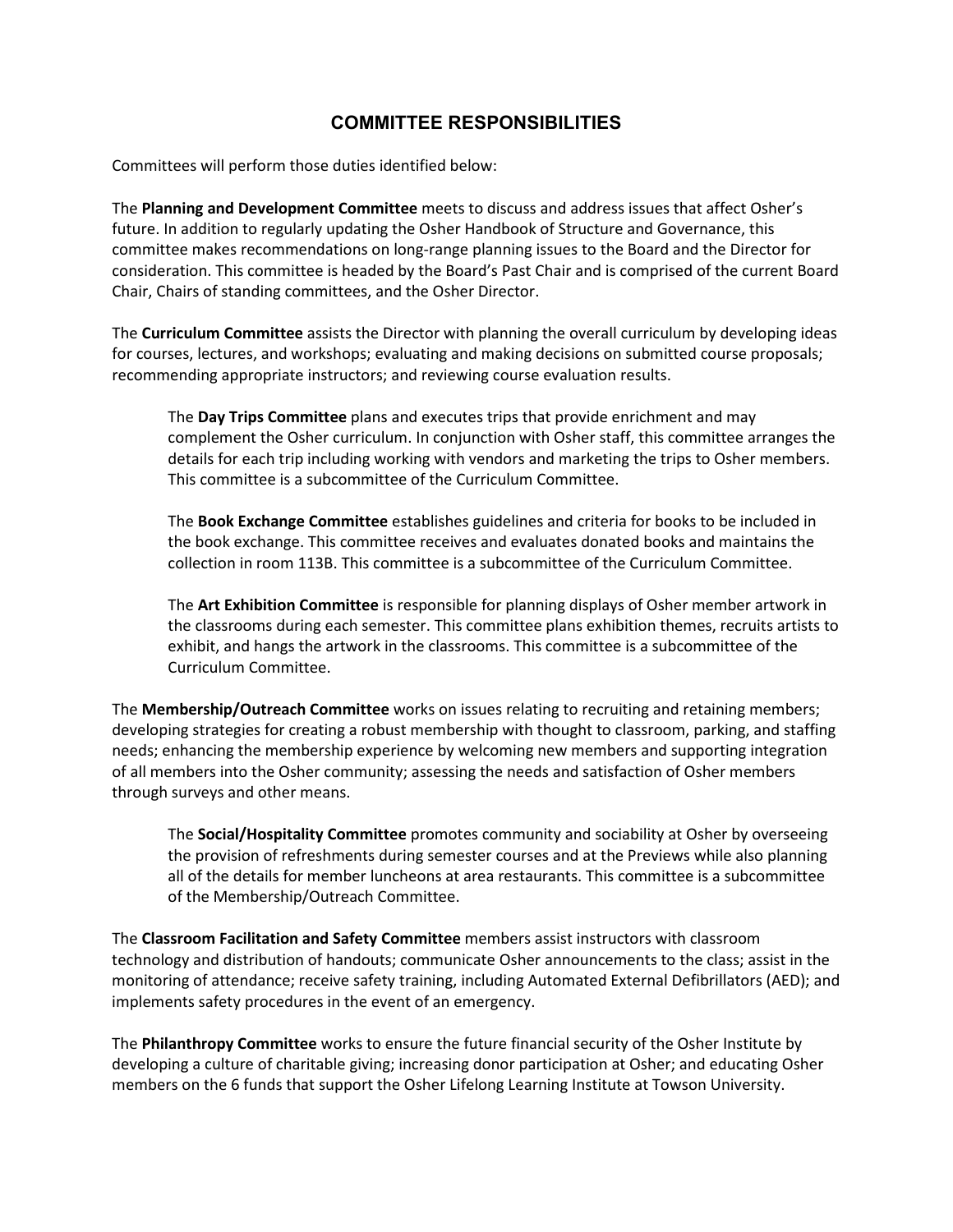## COMMITTEE RESPONSIBILITIES

Committees will perform those duties identified below:

The **Planning and Development Committee** meets to discuss and address issues that affect Osher's future. In addition to regularly updating the Osher Handbook of Structure and Governance, this committee makes recommendations on long-range planning issues to the Board and the Director for consideration. This committee is headed by the Board's Past Chair and is comprised of the current Board Chair, Chairs of standing committees, and the Osher Director.

The **Curriculum Committee** assists the Director with planning the overall curriculum by developing ideas for courses, lectures, and workshops; evaluating and making decisions on submitted course proposals; recommending appropriate instructors; and reviewing course evaluation results.

> The **Day Trips Committee** plans and executes trips that provide enrichment and may complement the Osher curriculum. In conjunction with Osher staff, this committee arranges the details for each trip including working with vendors and marketing the trips to Osher members. This committee is a subcommittee of the Curriculum Committee.
>
> The **Book Exchange Committee** establishes guidelines and criteria for books to be included in the book exchange. This committee receives and evaluates donated books and maintains the collection in room 113B. This committee is a subcommittee of the Curriculum Committee.
>
> The **Art Exhibition Committee** is responsible for planning displays of Osher member artwork in the classrooms during each semester. This committee plans exhibition themes, recruits artists to exhibit, and hangs the artwork in the classrooms. This committee is a subcommittee of the Curriculum Committee.

The **Membership/Outreach Committee** works on issues relating to recruiting and retaining members; developing strategies for creating a robust membership with thought to classroom, parking, and staffing needs; enhancing the membership experience by welcoming new members and supporting integration of all members into the Osher community; assessing the needs and satisfaction of Osher members through surveys and other means.

> The **Social/Hospitality Committee** promotes community and sociability at Osher by overseeing the provision of refreshments during semester courses and at the Previews while also planning all of the details for member luncheons at area restaurants. This committee is a subcommittee of the Membership/Outreach Committee.

The **Classroom Facilitation and Safety Committee** members assist instructors with classroom technology and distribution of handouts; communicate Osher announcements to the class; assist in the monitoring of attendance; receive safety training, including Automated External Defibrillators (AED); and implements safety procedures in the event of an emergency.

The **Philanthropy Committee** works to ensure the future financial security of the Osher Institute by developing a culture of charitable giving; increasing donor participation at Osher; and educating Osher members on the 6 funds that support the Osher Lifelong Learning Institute at Towson University.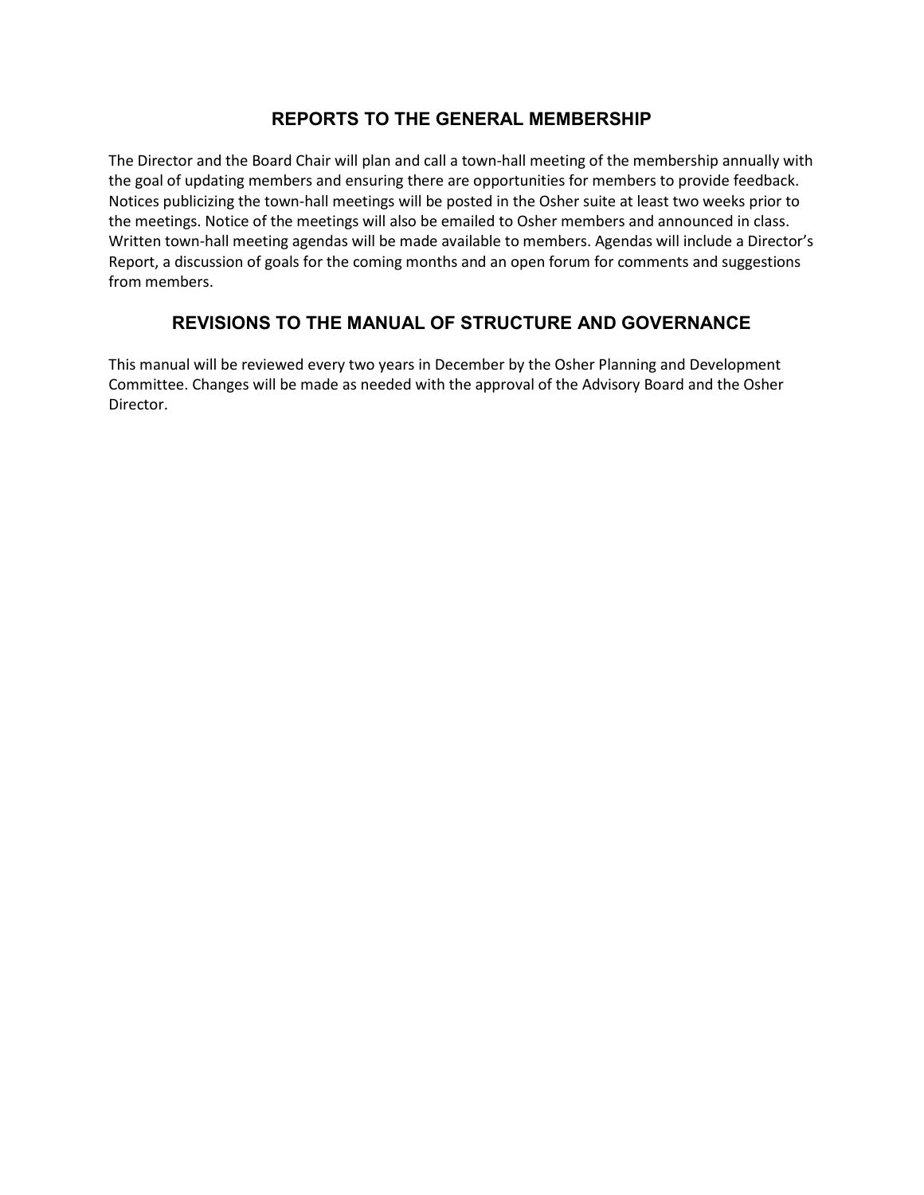## REPORTS TO THE GENERAL MEMBERSHIP

The Director and the Board Chair will plan and call a town-hall meeting of the membership annually with the goal of updating members and ensuring there are opportunities for members to provide feedback. Notices publicizing the town-hall meetings will be posted in the Osher suite at least two weeks prior to the meetings. Notice of the meetings will also be emailed to Osher members and announced in class. Written town-hall meeting agendas will be made available to members. Agendas will include a Director's Report, a discussion of goals for the coming months and an open forum for comments and suggestions from members.

## REVISIONS TO THE MANUAL OF STRUCTURE AND GOVERNANCE

This manual will be reviewed every two years in December by the Osher Planning and Development Committee. Changes will be made as needed with the approval of the Advisory Board and the Osher Director.